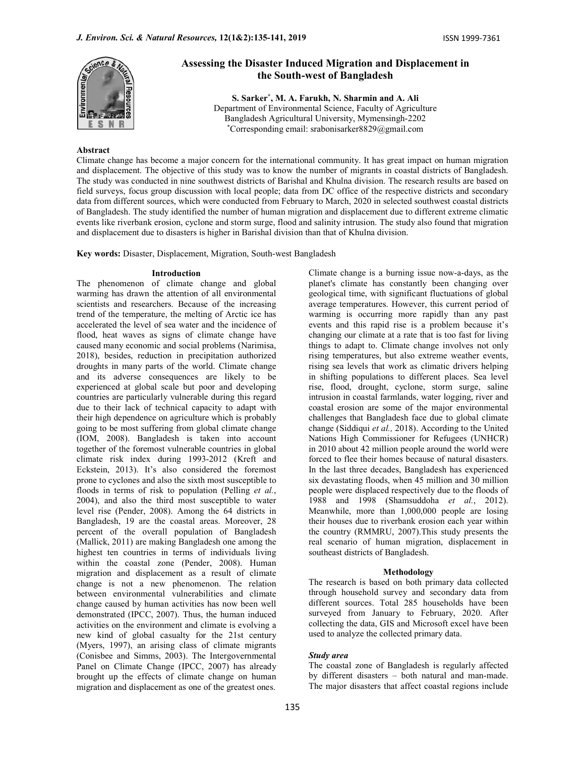# Assessing the Disaster Induced Migration and Displacement in the South-west of Bangladesh

**S. Sarker[*], M. A. Farukh, N. Sharmin and A. Ali**
Department of Environmental Science, Faculty of Agriculture
Bangladesh Agricultural University, Mymensingh-2202
[*]Corresponding email: srabonisarker8829@gmail.com

## Abstract

Climate change has become a major concern for the international community. It has great impact on human migration and displacement. The objective of this study was to know the number of migrants in coastal districts of Bangladesh. The study was conducted in nine southwest districts of Barishal and Khulna division. The research results are based on field surveys, focus group discussion with local people; data from DC office of the respective districts and secondary data from different sources, which were conducted from February to March, 2020 in selected southwest coastal districts of Bangladesh. The study identified the number of human migration and displacement due to different extreme climatic events like riverbank erosion, cyclone and storm surge, flood and salinity intrusion. The study also found that migration and displacement due to disasters is higher in Barishal division than that of Khulna division.

**Key words:** Disaster, Displacement, Migration, South-west Bangladesh

## Introduction

The phenomenon of climate change and global warming has drawn the attention of all environmental scientists and researchers. Because of the increasing trend of the temperature, the melting of Arctic ice has accelerated the level of sea water and the incidence of flood, heat waves as signs of climate change have caused many economic and social problems (Narimisa, 2018), besides, reduction in precipitation authorized droughts in many parts of the world. Climate change and its adverse consequences are likely to be experienced at global scale but poor and developing countries are particularly vulnerable during this regard due to their lack of technical capacity to adapt with their high dependence on agriculture which is probably going to be most suffering from global climate change (IOM, 2008). Bangladesh is taken into account together of the foremost vulnerable countries in global climate risk index during 1993-2012 (Kreft and Eckstein, 2013). It's also considered the foremost prone to cyclones and also the sixth most susceptible to floods in terms of risk to population (Pelling *et al.*, 2004), and also the third most susceptible to water level rise (Pender, 2008). Among the 64 districts in Bangladesh, 19 are the coastal areas. Moreover, 28 percent of the overall population of Bangladesh (Mallick, 2011) are making Bangladesh one among the highest ten countries in terms of individuals living within the coastal zone (Pender, 2008). Human migration and displacement as a result of climate change is not a new phenomenon. The relation between environmental vulnerabilities and climate change caused by human activities has now been well demonstrated (IPCC, 2007). Thus, the human induced activities on the environment and climate is evolving a new kind of global casualty for the 21st century (Myers, 1997), an arising class of climate migrants (Conisbee and Simms, 2003). The Intergovernmental Panel on Climate Change (IPCC, 2007) has already brought up the effects of climate change on human migration and displacement as one of the greatest ones.

Climate change is a burning issue now-a-days, as the planet's climate has constantly been changing over geological time, with significant fluctuations of global average temperatures. However, this current period of warming is occurring more rapidly than any past events and this rapid rise is a problem because it's changing our climate at a rate that is too fast for living things to adapt to. Climate change involves not only rising temperatures, but also extreme weather events, rising sea levels that work as climatic drivers helping in shifting populations to different places. Sea level rise, flood, drought, cyclone, storm surge, saline intrusion in coastal farmlands, water logging, river and coastal erosion are some of the major environmental challenges that Bangladesh face due to global climate change (Siddiqui *et al.,* 2018). According to the United Nations High Commissioner for Refugees (UNHCR) in 2010 about 42 million people around the world were forced to flee their homes because of natural disasters. In the last three decades, Bangladesh has experienced six devastating floods, when 45 million and 30 million people were displaced respectively due to the floods of 1988 and 1998 (Shamsuddoha *et al.*, 2012). Meanwhile, more than 1,000,000 people are losing their houses due to riverbank erosion each year within the country (RMMRU, 2007).This study presents the real scenario of human migration, displacement in southeast districts of Bangladesh.

## Methodology

The research is based on both primary data collected through household survey and secondary data from different sources. Total 285 households have been surveyed from January to February, 2020. After collecting the data, GIS and Microsoft excel have been used to analyze the collected primary data.

### *Study area*

The coastal zone of Bangladesh is regularly affected by different disasters – both natural and man-made. The major disasters that affect coastal regions include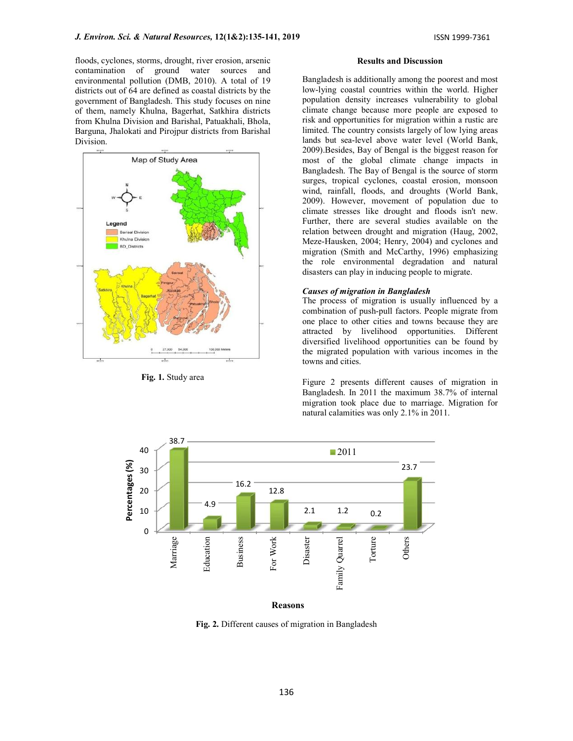floods, cyclones, storms, drought, river erosion, arsenic contamination of ground water sources and environmental pollution (DMB, 2010). A total of 19 districts out of 64 are defined as coastal districts by the government of Bangladesh. This study focuses on nine of them, namely Khulna, Bagerhat, Satkhira districts from Khulna Division and Barishal, Patuakhali, Bhola, Barguna, Jhalokati and Pirojpur districts from Barishal Division.

**Fig. 1.** Study area

## Results and Discussion

Bangladesh is additionally among the poorest and most low-lying coastal countries within the world. Higher population density increases vulnerability to global climate change because more people are exposed to risk and opportunities for migration within a rustic are limited. The country consists largely of low lying areas lands but sea-level above water level (World Bank, 2009).Besides, Bay of Bengal is the biggest reason for most of the global climate change impacts in Bangladesh. The Bay of Bengal is the source of storm surges, tropical cyclones, coastal erosion, monsoon wind, rainfall, floods, and droughts (World Bank, 2009). However, movement of population due to climate stresses like drought and floods isn't new. Further, there are several studies available on the relation between drought and migration (Haug, 2002, Meze-Hausken, 2004; Henry, 2004) and cyclones and migration (Smith and McCarthy, 1996) emphasizing the role environmental degradation and natural disasters can play in inducing people to migrate.

### *Causes of migration in Bangladesh*

The process of migration is usually influenced by a combination of push-pull factors. People migrate from one place to other cities and towns because they are attracted by livelihood opportunities. Different diversified livelihood opportunities can be found by the migrated population with various incomes in the towns and cities.

Figure 2 presents different causes of migration in Bangladesh. In 2011 the maximum 38.7% of internal migration took place due to marriage. Migration for natural calamities was only 2.1% in 2011.

**Fig. 2.** Different causes of migration in Bangladesh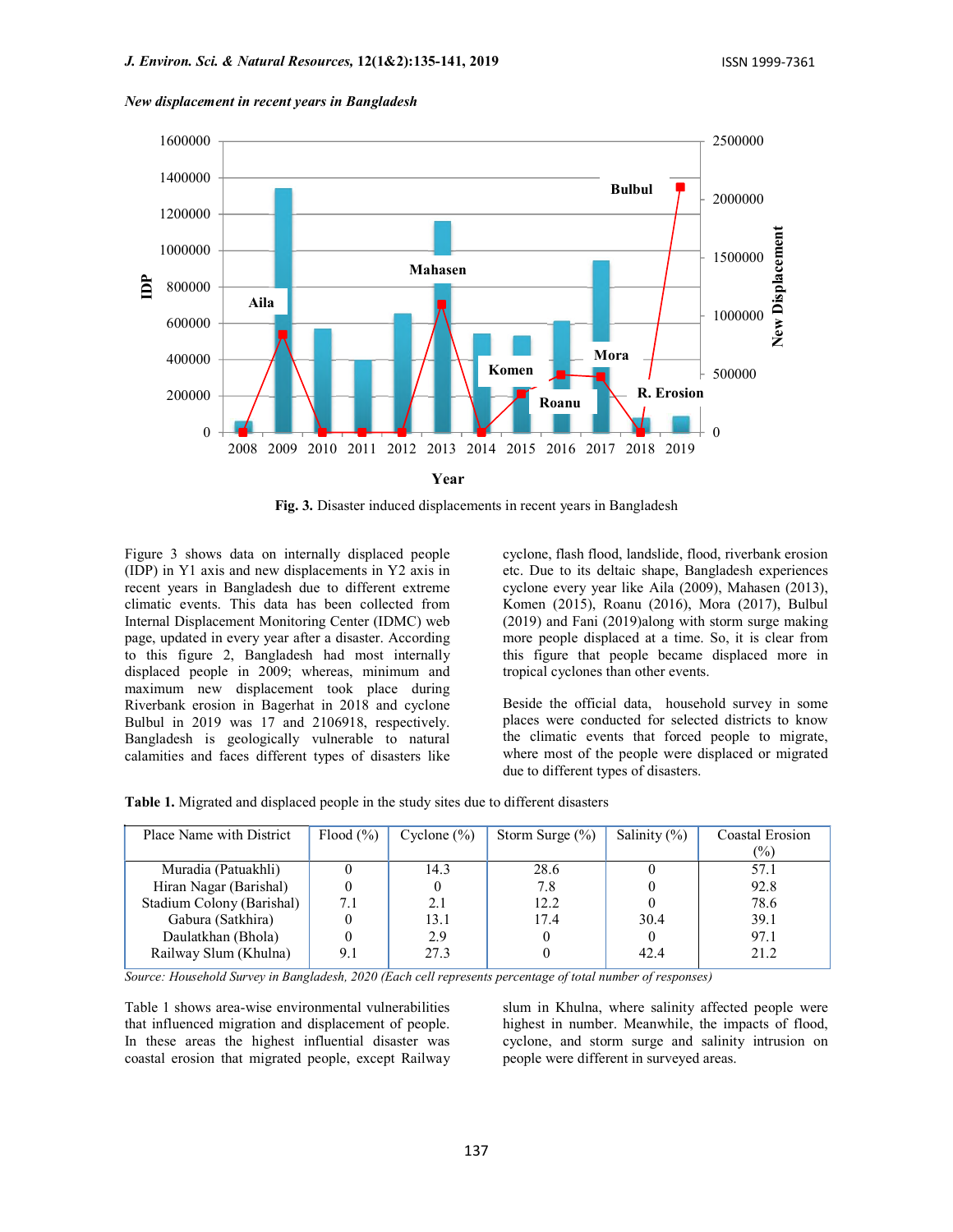*New displacement in recent years in Bangladesh*

Fig. 3. Disaster induced displacements in recent years in Bangladesh

Figure 3 shows data on internally displaced people (IDP) in Y1 axis and new displacements in Y2 axis in recent years in Bangladesh due to different extreme climatic events. This data has been collected from Internal Displacement Monitoring Center (IDMC) web page, updated in every year after a disaster. According to this figure 2, Bangladesh had most internally displaced people in 2009; whereas, minimum and maximum new displacement took place during Riverbank erosion in Bagerhat in 2018 and cyclone Bulbul in 2019 was 17 and 2106918, respectively. Bangladesh is geologically vulnerable to natural calamities and faces different types of disasters like cyclone, flash flood, landslide, flood, riverbank erosion etc. Due to its deltaic shape, Bangladesh experiences cyclone every year like Aila (2009), Mahasen (2013), Komen (2015), Roanu (2016), Mora (2017), Bulbul (2019) and Fani (2019)along with storm surge making more people displaced at a time. So, it is clear from this figure that people became displaced more in tropical cyclones than other events.

Beside the official data, household survey in some places were conducted for selected districts to know the climatic events that forced people to migrate, where most of the people were displaced or migrated due to different types of disasters.

**Table 1.** Migrated and displaced people in the study sites due to different disasters

| Place Name with District | Flood (%) | Cyclone (%) | Storm Surge (%) | Salinity (%) | Coastal Erosion (%) |
|---|---|---|---|---|---|
| Muradia (Patuakhli) | 0 | 14.3 | 28.6 | 0 | 57.1 |
| Hiran Nagar (Barishal) | 0 | 0 | 7.8 | 0 | 92.8 |
| Stadium Colony (Barishal) | 7.1 | 2.1 | 12.2 | 0 | 78.6 |
| Gabura (Satkhira) | 0 | 13.1 | 17.4 | 30.4 | 39.1 |
| Daulatkhan (Bhola) | 0 | 2.9 | 0 | 0 | 97.1 |
| Railway Slum (Khulna) | 9.1 | 27.3 | 0 | 42.4 | 21.2 |

*Source: Household Survey in Bangladesh, 2020 (Each cell represents percentage of total number of responses)*

Table 1 shows area-wise environmental vulnerabilities that influenced migration and displacement of people. In these areas the highest influential disaster was coastal erosion that migrated people, except Railway slum in Khulna, where salinity affected people were highest in number. Meanwhile, the impacts of flood, cyclone, and storm surge and salinity intrusion on people were different in surveyed areas.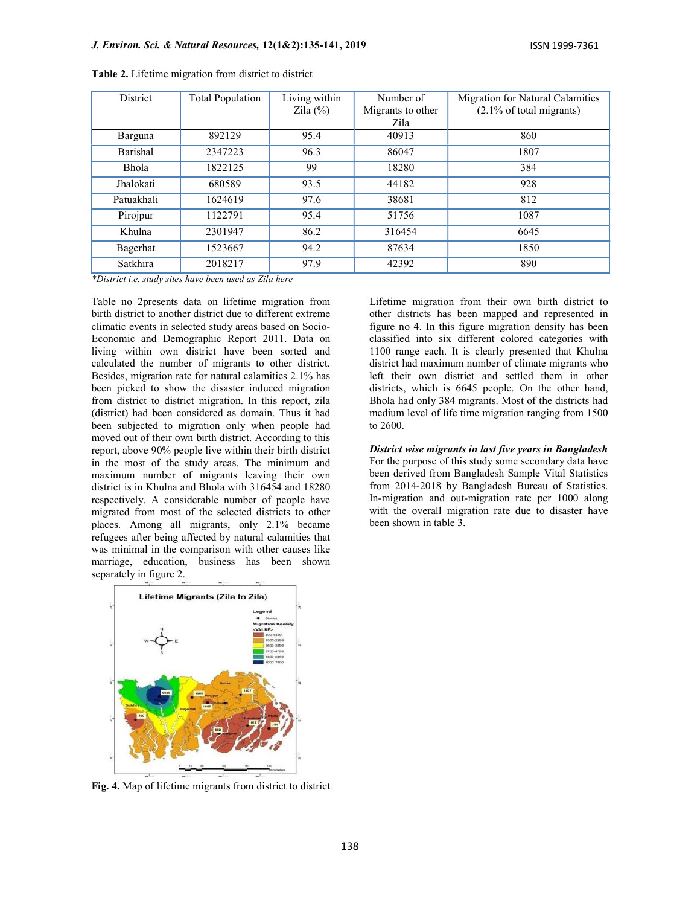**Table 2.** Lifetime migration from district to district

| District | Total Population | Living within Zila (%) | Number of Migrants to other Zila | Migration for Natural Calamities (2.1% of total migrants) |
|---|---|---|---|---|
| Barguna | 892129 | 95.4 | 40913 | 860 |
| Barishal | 2347223 | 96.3 | 86047 | 1807 |
| Bhola | 1822125 | 99 | 18280 | 384 |
| Jhalokati | 680589 | 93.5 | 44182 | 928 |
| Patuakhali | 1624619 | 97.6 | 38681 | 812 |
| Pirojpur | 1122791 | 95.4 | 51756 | 1087 |
| Khulna | 2301947 | 86.2 | 316454 | 6645 |
| Bagerhat | 1523667 | 94.2 | 87634 | 1850 |
| Satkhira | 2018217 | 97.9 | 42392 | 890 |

*\*District i.e. study sites have been used as Zila here*

Table no 2presents data on lifetime migration from birth district to another district due to different extreme climatic events in selected study areas based on Socio-Economic and Demographic Report 2011. Data on living within own district have been sorted and calculated the number of migrants to other district. Besides, migration rate for natural calamities 2.1% has been picked to show the disaster induced migration from district to district migration. In this report, zila (district) had been considered as domain. Thus it had been subjected to migration only when people had moved out of their own birth district. According to this report, above 90% people live within their birth district in the most of the study areas. The minimum and maximum number of migrants leaving their own district is in Khulna and Bhola with 316454 and 18280 respectively. A considerable number of people have migrated from most of the selected districts to other places. Among all migrants, only 2.1% became refugees after being affected by natural calamities that was minimal in the comparison with other causes like marriage, education, business has been shown separately in figure 2.

**Fig. 4.** Map of lifetime migrants from district to district

Lifetime migration from their own birth district to other districts has been mapped and represented in figure no 4. In this figure migration density has been classified into six different colored categories with 1100 range each. It is clearly presented that Khulna district had maximum number of climate migrants who left their own district and settled them in other districts, which is 6645 people. On the other hand, Bhola had only 384 migrants. Most of the districts had medium level of life time migration ranging from 1500 to 2600.

***District wise migrants in last five years in Bangladesh***

For the purpose of this study some secondary data have been derived from Bangladesh Sample Vital Statistics from 2014-2018 by Bangladesh Bureau of Statistics. In-migration and out-migration rate per 1000 along with the overall migration rate due to disaster have been shown in table 3.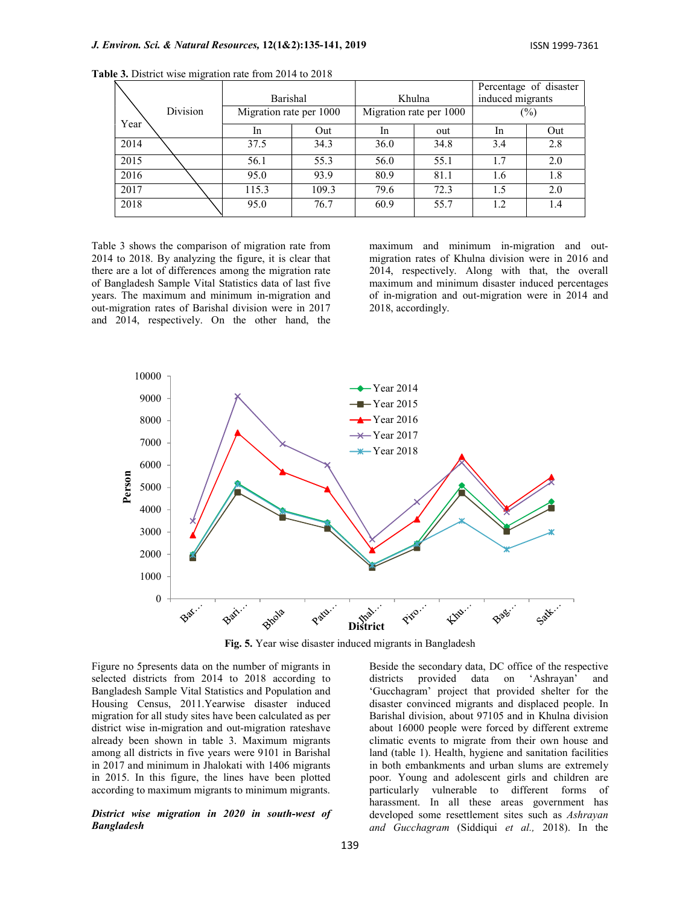**Table 3.** District wise migration rate from 2014 to 2018

| Year \ Division | Barishal | | Khulna | | Percentage of disaster induced migrants | |
|---|---|---|---|---|---|---|
| | Migration rate per 1000 | | Migration rate per 1000 | | (%) | |
| | In | Out | In | out | In | Out |
| 2014 | 37.5 | 34.3 | 36.0 | 34.8 | 3.4 | 2.8 |
| 2015 | 56.1 | 55.3 | 56.0 | 55.1 | 1.7 | 2.0 |
| 2016 | 95.0 | 93.9 | 80.9 | 81.1 | 1.6 | 1.8 |
| 2017 | 115.3 | 109.3 | 79.6 | 72.3 | 1.5 | 2.0 |
| 2018 | 95.0 | 76.7 | 60.9 | 55.7 | 1.2 | 1.4 |

Table 3 shows the comparison of migration rate from 2014 to 2018. By analyzing the figure, it is clear that there are a lot of differences among the migration rate of Bangladesh Sample Vital Statistics data of last five years. The maximum and minimum in-migration and out-migration rates of Barishal division were in 2017 and 2014, respectively. On the other hand, the maximum and minimum in-migration and out-migration rates of Khulna division were in 2016 and 2014, respectively. Along with that, the overall maximum and minimum disaster induced percentages of in-migration and out-migration were in 2014 and 2018, accordingly.

**Fig. 5.** Year wise disaster induced migrants in Bangladesh

Figure no 5presents data on the number of migrants in selected districts from 2014 to 2018 according to Bangladesh Sample Vital Statistics and Population and Housing Census, 2011.Yearwise disaster induced migration for all study sites have been calculated as per district wise in-migration and out-migration rateshave already been shown in table 3. Maximum migrants among all districts in five years were 9101 in Barishal in 2017 and minimum in Jhalokati with 1406 migrants in 2015. In this figure, the lines have been plotted according to maximum migrants to minimum migrants.

***District wise migration in 2020 in south-west of Bangladesh***

Beside the secondary data, DC office of the respective districts provided data on 'Ashrayan' and 'Gucchagram' project that provided shelter for the disaster convinced migrants and displaced people. In Barishal division, about 97105 and in Khulna division about 16000 people were forced by different extreme climatic events to migrate from their own house and land (table 1). Health, hygiene and sanitation facilities in both embankments and urban slums are extremely poor. Young and adolescent girls and children are particularly vulnerable to different forms of harassment. In all these areas government has developed some resettlement sites such as *Ashrayan and Gucchagram* (Siddiqui *et al.,* 2018). In the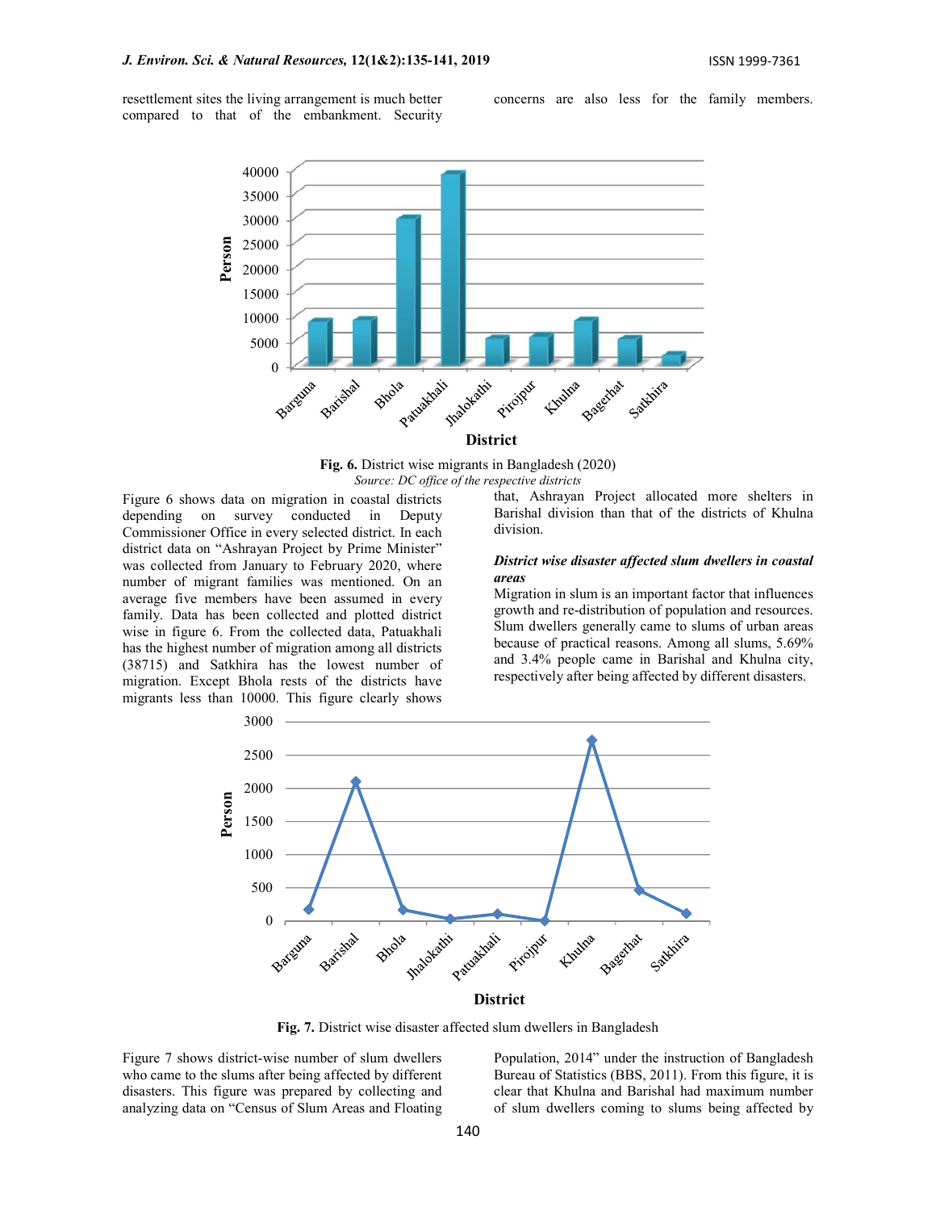resettlement sites the living arrangement is much better compared to that of the embankment. Security concerns are also less for the family members.

**Fig. 6.** District wise migrants in Bangladesh (2020)

*Source: DC office of the respective districts*

Figure 6 shows data on migration in coastal districts depending on survey conducted in Deputy Commissioner Office in every selected district. In each district data on "Ashrayan Project by Prime Minister" was collected from January to February 2020, where number of migrant families was mentioned. On an average five members have been assumed in every family. Data has been collected and plotted district wise in figure 6. From the collected data, Patuakhali has the highest number of migration among all districts (38715) and Satkhira has the lowest number of migration. Except Bhola rests of the districts have migrants less than 10000. This figure clearly shows that, Ashrayan Project allocated more shelters in Barishal division than that of the districts of Khulna division.

***District wise disaster affected slum dwellers in coastal areas***

Migration in slum is an important factor that influences growth and re-distribution of population and resources. Slum dwellers generally came to slums of urban areas because of practical reasons. Among all slums, 5.69% and 3.4% people came in Barishal and Khulna city, respectively after being affected by different disasters.

**Fig. 7.** District wise disaster affected slum dwellers in Bangladesh

Figure 7 shows district-wise number of slum dwellers who came to the slums after being affected by different disasters. This figure was prepared by collecting and analyzing data on "Census of Slum Areas and Floating Population, 2014" under the instruction of Bangladesh Bureau of Statistics (BBS, 2011). From this figure, it is clear that Khulna and Barishal had maximum number of slum dwellers coming to slums being affected by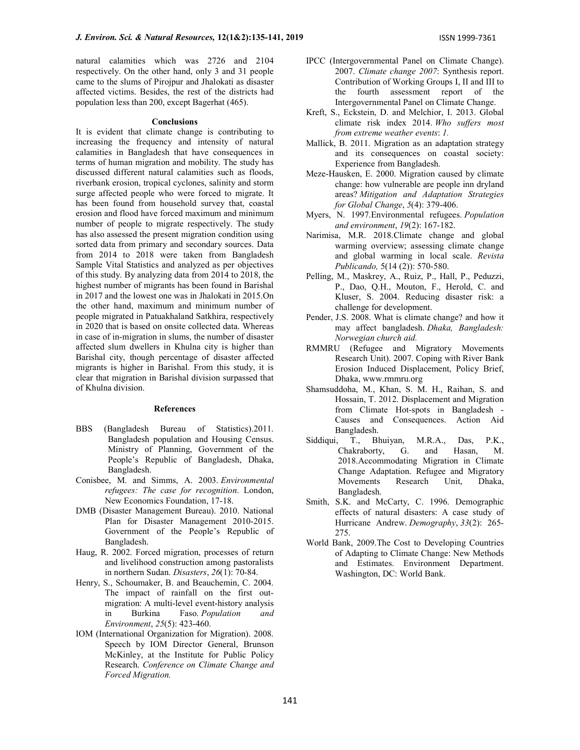natural calamities which was 2726 and 2104 respectively. On the other hand, only 3 and 31 people came to the slums of Pirojpur and Jhalokati as disaster affected victims. Besides, the rest of the districts had population less than 200, except Bagerhat (465).

## Conclusions

It is evident that climate change is contributing to increasing the frequency and intensity of natural calamities in Bangladesh that have consequences in terms of human migration and mobility. The study has discussed different natural calamities such as floods, riverbank erosion, tropical cyclones, salinity and storm surge affected people who were forced to migrate. It has been found from household survey that, coastal erosion and flood have forced maximum and minimum number of people to migrate respectively. The study has also assessed the present migration condition using sorted data from primary and secondary sources. Data from 2014 to 2018 were taken from Bangladesh Sample Vital Statistics and analyzed as per objectives of this study. By analyzing data from 2014 to 2018, the highest number of migrants has been found in Barishal in 2017 and the lowest one was in Jhalokati in 2015.On the other hand, maximum and minimum number of people migrated in Patuakhaland Satkhira, respectively in 2020 that is based on onsite collected data. Whereas in case of in-migration in slums, the number of disaster affected slum dwellers in Khulna city is higher than Barishal city, though percentage of disaster affected migrants is higher in Barishal. From this study, it is clear that migration in Barishal division surpassed that of Khulna division.

## References

BBS (Bangladesh Bureau of Statistics).2011. Bangladesh population and Housing Census. Ministry of Planning, Government of the People's Republic of Bangladesh, Dhaka, Bangladesh.

Conisbee, M. and Simms, A. 2003. *Environmental refugees: The case for recognition*. London, New Economics Foundation, 17-18.

DMB (Disaster Management Bureau). 2010. National Plan for Disaster Management 2010-2015. Government of the People's Republic of Bangladesh.

Haug, R. 2002. Forced migration, processes of return and livelihood construction among pastoralists in northern Sudan. *Disasters*, *26*(1): 70-84.

Henry, S., Schoumaker, B. and Beauchemin, C. 2004. The impact of rainfall on the first out-migration: A multi-level event-history analysis in Burkina Faso. *Population and Environment*, *25*(5): 423-460.

IOM (International Organization for Migration). 2008. Speech by IOM Director General, Brunson McKinley, at the Institute for Public Policy Research. *Conference on Climate Change and Forced Migration.*

IPCC (Intergovernmental Panel on Climate Change). 2007. *Climate change 2007*: Synthesis report. Contribution of Working Groups I, II and III to the fourth assessment report of the Intergovernmental Panel on Climate Change.

Kreft, S., Eckstein, D. and Melchior, I. 2013. Global climate risk index 2014. *Who suffers most from extreme weather events*: *1.*

Mallick, B. 2011. Migration as an adaptation strategy and its consequences on coastal society: Experience from Bangladesh.

Meze-Hausken, E. 2000. Migration caused by climate change: how vulnerable are people inn dryland areas? *Mitigation and Adaptation Strategies for Global Change*, *5*(4): 379-406.

Myers, N. 1997.Environmental refugees. *Population and environment*, *19*(2): 167-182.

Narimisa, M.R. 2018.Climate change and global warming overview; assessing climate change and global warming in local scale. *Revista Publicando,* 5(14 (2)): 570-580.

Pelling, M., Maskrey, A., Ruiz, P., Hall, P., Peduzzi, P., Dao, Q.H., Mouton, F., Herold, C. and Kluser, S. 2004. Reducing disaster risk: a challenge for development.

Pender, J.S. 2008. What is climate change? and how it may affect bangladesh. *Dhaka, Bangladesh: Norwegian church aid.*

RMMRU (Refugee and Migratory Movements Research Unit). 2007. Coping with River Bank Erosion Induced Displacement, Policy Brief, Dhaka, www.rmmru.org

Shamsuddoha, M., Khan, S. M. H., Raihan, S. and Hossain, T. 2012. Displacement and Migration from Climate Hot-spots in Bangladesh - Causes and Consequences. Action Aid Bangladesh.

Siddiqui, T., Bhuiyan, M.R.A., Das, P.K., Chakraborty, G. and Hasan, M. 2018.Accommodating Migration in Climate Change Adaptation. Refugee and Migratory Movements Research Unit, Dhaka, Bangladesh.

Smith, S.K. and McCarty, C. 1996. Demographic effects of natural disasters: A case study of Hurricane Andrew. *Demography*, *33*(2): 265-275.

World Bank, 2009.The Cost to Developing Countries of Adapting to Climate Change: New Methods and Estimates. Environment Department. Washington, DC: World Bank.